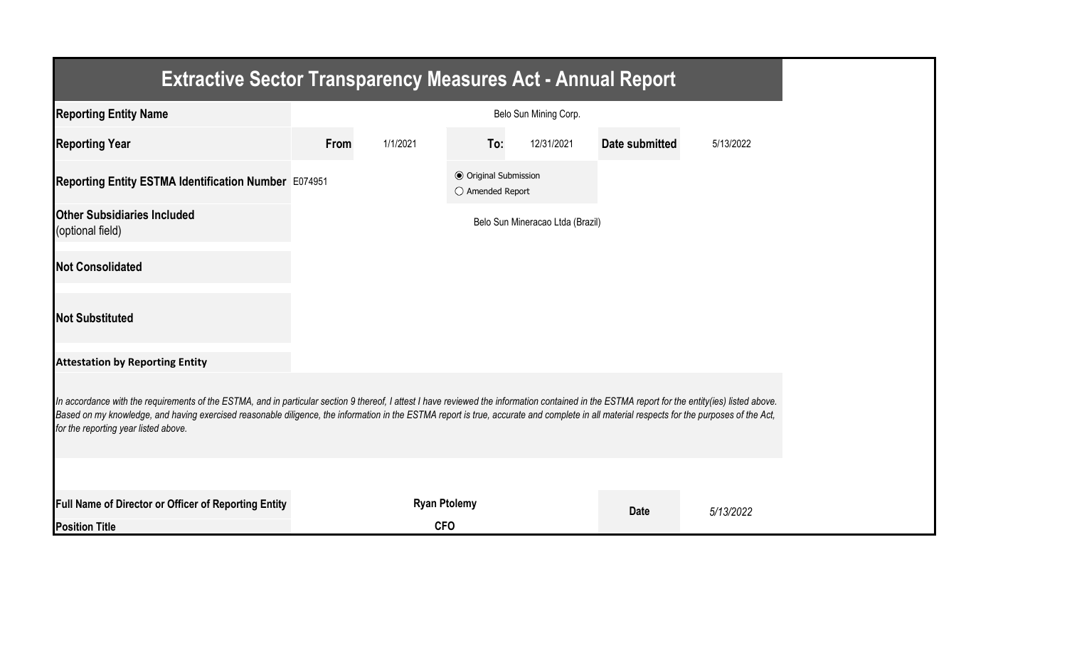# Extractive Sector Transparency Measures Act - Annual Report

| | | | | | | |
|---|---|---|---|---|---|---|
| **Reporting Entity Name** | Belo Sun Mining Corp. | | | | | |
| **Reporting Year** | **From** | 1/1/2021 | **To:** | 12/31/2021 | **Date submitted** | 5/13/2022 |
| **Reporting Entity ESTMA Identification Number** | E074951 | | ◉ Original Submission<br>○ Amended Report | | | |
| **Other Subsidiaries Included** (optional field) | Belo Sun Mineracao Ltda (Brazil) | | | | | |
| **Not Consolidated** | | | | | | |
| **Not Substituted** | | | | | | |

**Attestation by Reporting Entity**

*In accordance with the requirements of the ESTMA, and in particular section 9 thereof, I attest I have reviewed the information contained in the ESTMA report for the entity(ies) listed above. Based on my knowledge, and having exercised reasonable diligence, the information in the ESTMA report is true, accurate and complete in all material respects for the purposes of the Act, for the reporting year listed above.*

| | | | |
|---|---|---|---|
| **Full Name of Director or Officer of Reporting Entity** | **Ryan Ptolemy** | **Date** | *5/13/2022* |
| **Position Title** | **CFO** | | |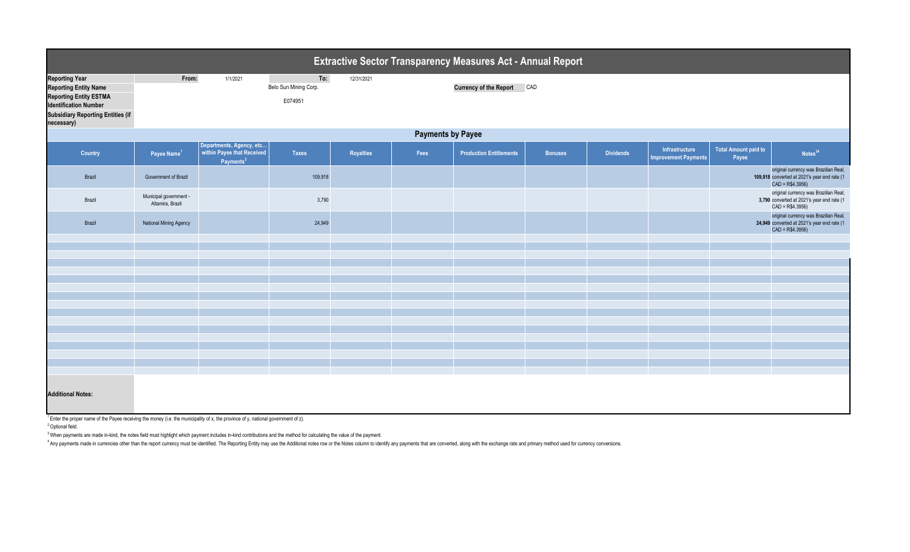# Extractive Sector Transparency Measures Act - Annual Report

| | | | | |
|---|---|---|---|---|
| **Reporting Year** | From: | 1/1/2021 | To: | 12/31/2021 |
| **Reporting Entity Name** | Belo Sun Mining Corp. | | **Currency of the Report** | CAD |
| **Reporting Entity ESTMA Identification Number** | E074951 | | | |
| **Subsidiary Reporting Entities (if necessary)** | | | | |

## Payments by Payee

| Country | Payee Name[1] | Departments, Agency, etc... within Payee that Received Payments[2] | Taxes | Royalties | Fees | Production Entitlements | Bonuses | Dividends | Infrastructure Improvement Payments | Total Amount paid to Payee | Notes[34] |
|---|---|---|---|---|---|---|---|---|---|---|---|
| Brazil | Government of Brazil | | 109,918 | | | | | | | 109,918 | original currency was Brazilian Real, converted at 2021's year end rate (1 CAD = R$4.3956) |
| Brazil | Municipal government - Altamira, Brazil | | 3,790 | | | | | | | 3,790 | original currency was Brazilian Real, converted at 2021's year end rate (1 CAD = R$4.3956) |
| Brazil | National Mining Agency | | 24,949 | | | | | | | 24,949 | original currency was Brazilian Real, converted at 2021's year end rate (1 CAD = R$4.3956) |

**Additional Notes:**

[1] Enter the proper name of the Payee receiving the money (i.e. the municipality of x, the province of y, national government of z).

[2] Optional field.

[3] When payments are made in-kind, the notes field must highlight which payment includes in-kind contributions and the method for calculating the value of the payment.

[4] Any payments made in currencies other than the report currency must be identified. The Reporting Entity may use the Additional notes row or the Notes column to identify any payments that are converted, along with the exchange rate and primary method used for currency conversions.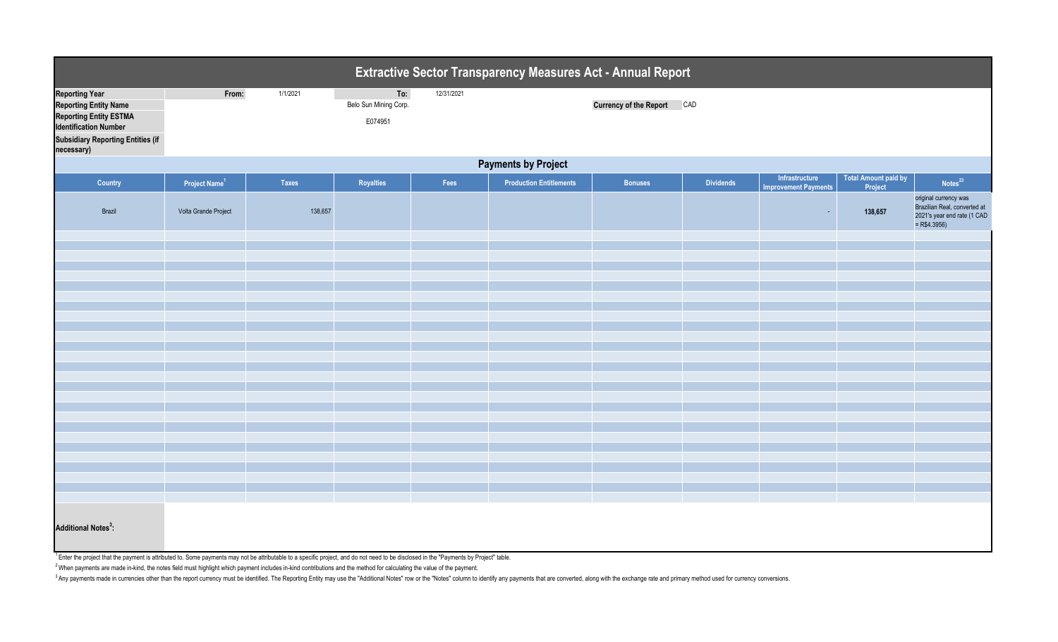# Extractive Sector Transparency Measures Act - Annual Report

| | | | | |
|---|---|---|---|---|
| **Reporting Year** | **From:** | 1/1/2021 | **To:** | 12/31/2021 |
| **Reporting Entity Name** | | Belo Sun Mining Corp. | | |
| **Reporting Entity ESTMA Identification Number** | | E074951 | | |
| **Subsidiary Reporting Entities (if necessary)** | | | | |

**Currency of the Report** CAD

## Payments by Project

| Country | Project Name[1] | Taxes | Royalties | Fees | Production Entitlements | Bonuses | Dividends | Infrastructure Improvement Payments | Total Amount paid by Project | Notes[23] |
|---|---|---|---|---|---|---|---|---|---|---|
| Brazil | Volta Grande Project | 138,657 | | | | | | - | **138,657** | original currency was Brazilian Real, converted at 2021's year end rate (1 CAD = R$4.3956) |

**Additional Notes[3]:**

[1] Enter the project that the payment is attributed to. Some payments may not be attributable to a specific project, and do not need to be disclosed in the "Payments by Project" table.

[2] When payments are made in-kind, the notes field must highlight which payment includes in-kind contributions and the method for calculating the value of the payment.

[3] Any payments made in currencies other than the report currency must be identified. The Reporting Entity may use the "Additional Notes" row or the "Notes" column to identify any payments that are converted, along with the exchange rate and primary method used for currency conversions.